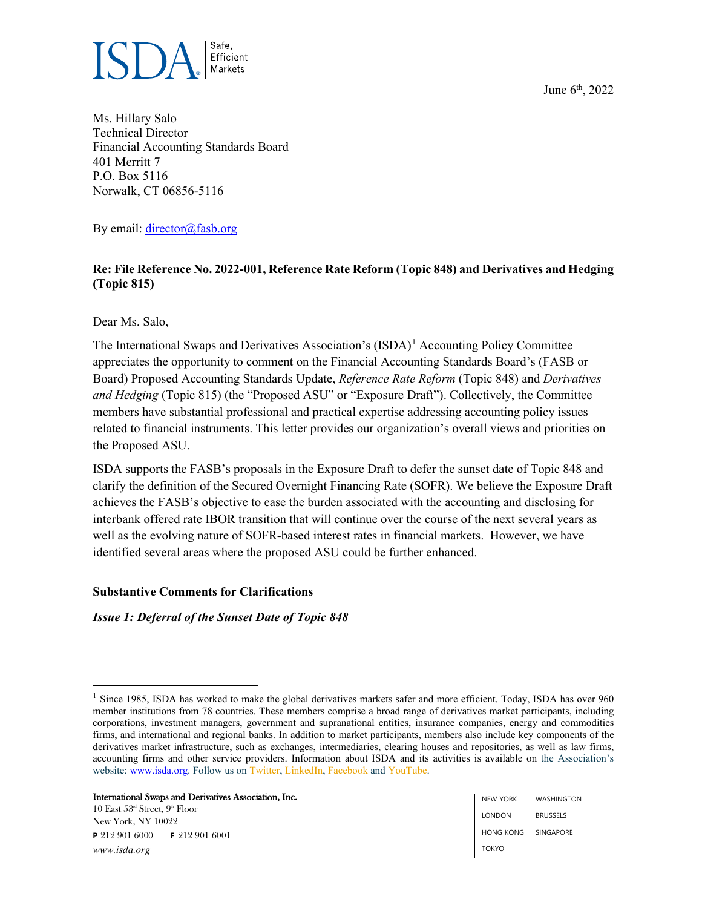June 6th, 2022

Ms. Hillary Salo
Technical Director
Financial Accounting Standards Board
401 Merritt 7
P.O. Box 5116
Norwalk, CT 06856-5116

By email: director@fasb.org

**Re: File Reference No. 2022-001, Reference Rate Reform (Topic 848) and Derivatives and Hedging (Topic 815)**

Dear Ms. Salo,

The International Swaps and Derivatives Association's (ISDA)[1] Accounting Policy Committee appreciates the opportunity to comment on the Financial Accounting Standards Board's (FASB or Board) Proposed Accounting Standards Update, *Reference Rate Reform* (Topic 848) and *Derivatives and Hedging* (Topic 815) (the "Proposed ASU" or "Exposure Draft"). Collectively, the Committee members have substantial professional and practical expertise addressing accounting policy issues related to financial instruments. This letter provides our organization's overall views and priorities on the Proposed ASU.

ISDA supports the FASB's proposals in the Exposure Draft to defer the sunset date of Topic 848 and clarify the definition of the Secured Overnight Financing Rate (SOFR). We believe the Exposure Draft achieves the FASB's objective to ease the burden associated with the accounting and disclosing for interbank offered rate IBOR transition that will continue over the course of the next several years as well as the evolving nature of SOFR-based interest rates in financial markets. However, we have identified several areas where the proposed ASU could be further enhanced.

## Substantive Comments for Clarifications

### *Issue 1: Deferral of the Sunset Date of Topic 848*

[1] Since 1985, ISDA has worked to make the global derivatives markets safer and more efficient. Today, ISDA has over 960 member institutions from 78 countries. These members comprise a broad range of derivatives market participants, including corporations, investment managers, government and supranational entities, insurance companies, energy and commodities firms, and international and regional banks. In addition to market participants, members also include key components of the derivatives market infrastructure, such as exchanges, intermediaries, clearing houses and repositories, as well as law firms, accounting firms and other service providers. Information about ISDA and its activities is available on the Association's website: www.isda.org. Follow us on Twitter, LinkedIn, Facebook and YouTube.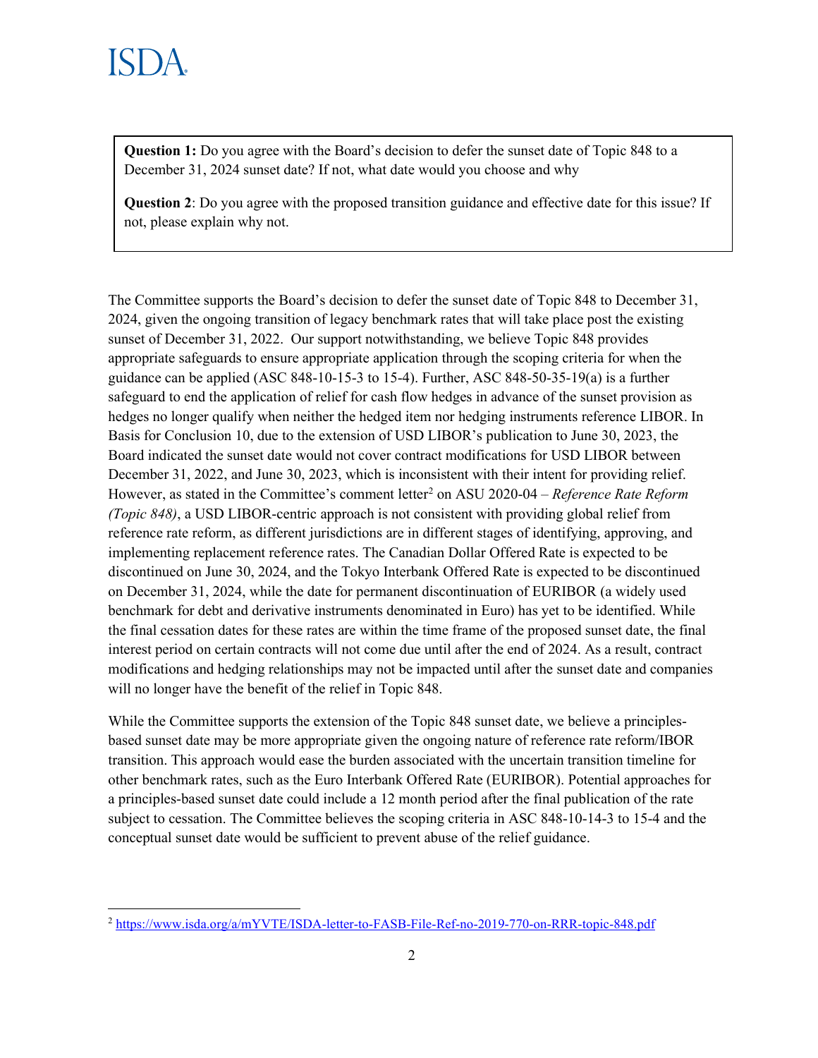**Question 1:** Do you agree with the Board's decision to defer the sunset date of Topic 848 to a December 31, 2024 sunset date? If not, what date would you choose and why

**Question 2**: Do you agree with the proposed transition guidance and effective date for this issue? If not, please explain why not.

The Committee supports the Board's decision to defer the sunset date of Topic 848 to December 31, 2024, given the ongoing transition of legacy benchmark rates that will take place post the existing sunset of December 31, 2022. Our support notwithstanding, we believe Topic 848 provides appropriate safeguards to ensure appropriate application through the scoping criteria for when the guidance can be applied (ASC 848-10-15-3 to 15-4). Further, ASC 848-50-35-19(a) is a further safeguard to end the application of relief for cash flow hedges in advance of the sunset provision as hedges no longer qualify when neither the hedged item nor hedging instruments reference LIBOR. In Basis for Conclusion 10, due to the extension of USD LIBOR's publication to June 30, 2023, the Board indicated the sunset date would not cover contract modifications for USD LIBOR between December 31, 2022, and June 30, 2023, which is inconsistent with their intent for providing relief. However, as stated in the Committee's comment letter[2] on ASU 2020-04 – *Reference Rate Reform (Topic 848)*, a USD LIBOR-centric approach is not consistent with providing global relief from reference rate reform, as different jurisdictions are in different stages of identifying, approving, and implementing replacement reference rates. The Canadian Dollar Offered Rate is expected to be discontinued on June 30, 2024, and the Tokyo Interbank Offered Rate is expected to be discontinued on December 31, 2024, while the date for permanent discontinuation of EURIBOR (a widely used benchmark for debt and derivative instruments denominated in Euro) has yet to be identified. While the final cessation dates for these rates are within the time frame of the proposed sunset date, the final interest period on certain contracts will not come due until after the end of 2024. As a result, contract modifications and hedging relationships may not be impacted until after the sunset date and companies will no longer have the benefit of the relief in Topic 848.

While the Committee supports the extension of the Topic 848 sunset date, we believe a principles-based sunset date may be more appropriate given the ongoing nature of reference rate reform/IBOR transition. This approach would ease the burden associated with the uncertain transition timeline for other benchmark rates, such as the Euro Interbank Offered Rate (EURIBOR). Potential approaches for a principles-based sunset date could include a 12 month period after the final publication of the rate subject to cessation. The Committee believes the scoping criteria in ASC 848-10-14-3 to 15-4 and the conceptual sunset date would be sufficient to prevent abuse of the relief guidance.

[2] https://www.isda.org/a/mYVTE/ISDA-letter-to-FASB-File-Ref-no-2019-770-on-RRR-topic-848.pdf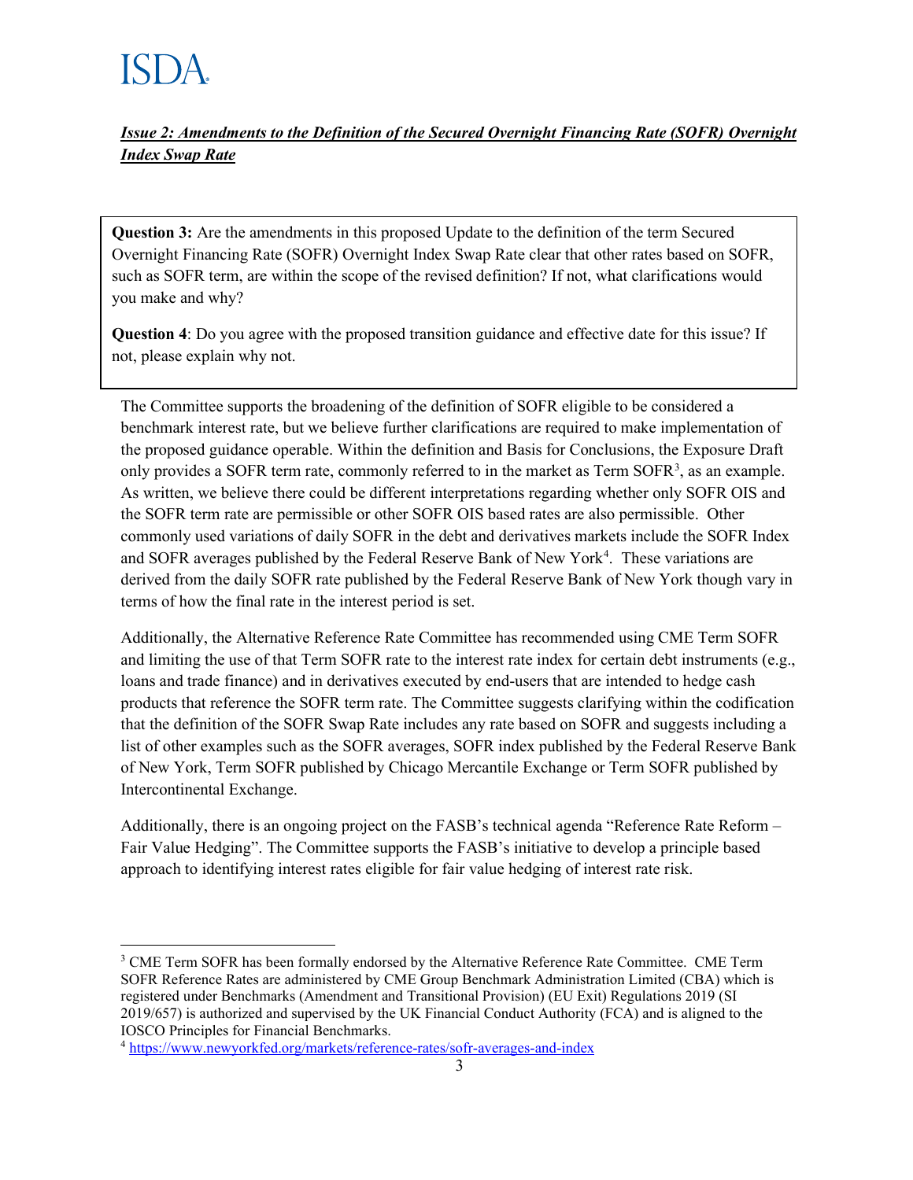***Issue 2: Amendments to the Definition of the Secured Overnight Financing Rate (SOFR) Overnight Index Swap Rate***

> **Question 3:** Are the amendments in this proposed Update to the definition of the term Secured Overnight Financing Rate (SOFR) Overnight Index Swap Rate clear that other rates based on SOFR, such as SOFR term, are within the scope of the revised definition? If not, what clarifications would you make and why?
>
> **Question 4**: Do you agree with the proposed transition guidance and effective date for this issue? If not, please explain why not.

The Committee supports the broadening of the definition of SOFR eligible to be considered a benchmark interest rate, but we believe further clarifications are required to make implementation of the proposed guidance operable. Within the definition and Basis for Conclusions, the Exposure Draft only provides a SOFR term rate, commonly referred to in the market as Term SOFR[3], as an example. As written, we believe there could be different interpretations regarding whether only SOFR OIS and the SOFR term rate are permissible or other SOFR OIS based rates are also permissible. Other commonly used variations of daily SOFR in the debt and derivatives markets include the SOFR Index and SOFR averages published by the Federal Reserve Bank of New York[4]. These variations are derived from the daily SOFR rate published by the Federal Reserve Bank of New York though vary in terms of how the final rate in the interest period is set.

Additionally, the Alternative Reference Rate Committee has recommended using CME Term SOFR and limiting the use of that Term SOFR rate to the interest rate index for certain debt instruments (e.g., loans and trade finance) and in derivatives executed by end-users that are intended to hedge cash products that reference the SOFR term rate. The Committee suggests clarifying within the codification that the definition of the SOFR Swap Rate includes any rate based on SOFR and suggests including a list of other examples such as the SOFR averages, SOFR index published by the Federal Reserve Bank of New York, Term SOFR published by Chicago Mercantile Exchange or Term SOFR published by Intercontinental Exchange.

Additionally, there is an ongoing project on the FASB's technical agenda "Reference Rate Reform – Fair Value Hedging". The Committee supports the FASB's initiative to develop a principle based approach to identifying interest rates eligible for fair value hedging of interest rate risk.

---

[3] CME Term SOFR has been formally endorsed by the Alternative Reference Rate Committee. CME Term SOFR Reference Rates are administered by CME Group Benchmark Administration Limited (CBA) which is registered under Benchmarks (Amendment and Transitional Provision) (EU Exit) Regulations 2019 (SI 2019/657) is authorized and supervised by the UK Financial Conduct Authority (FCA) and is aligned to the IOSCO Principles for Financial Benchmarks.

[4] https://www.newyorkfed.org/markets/reference-rates/sofr-averages-and-index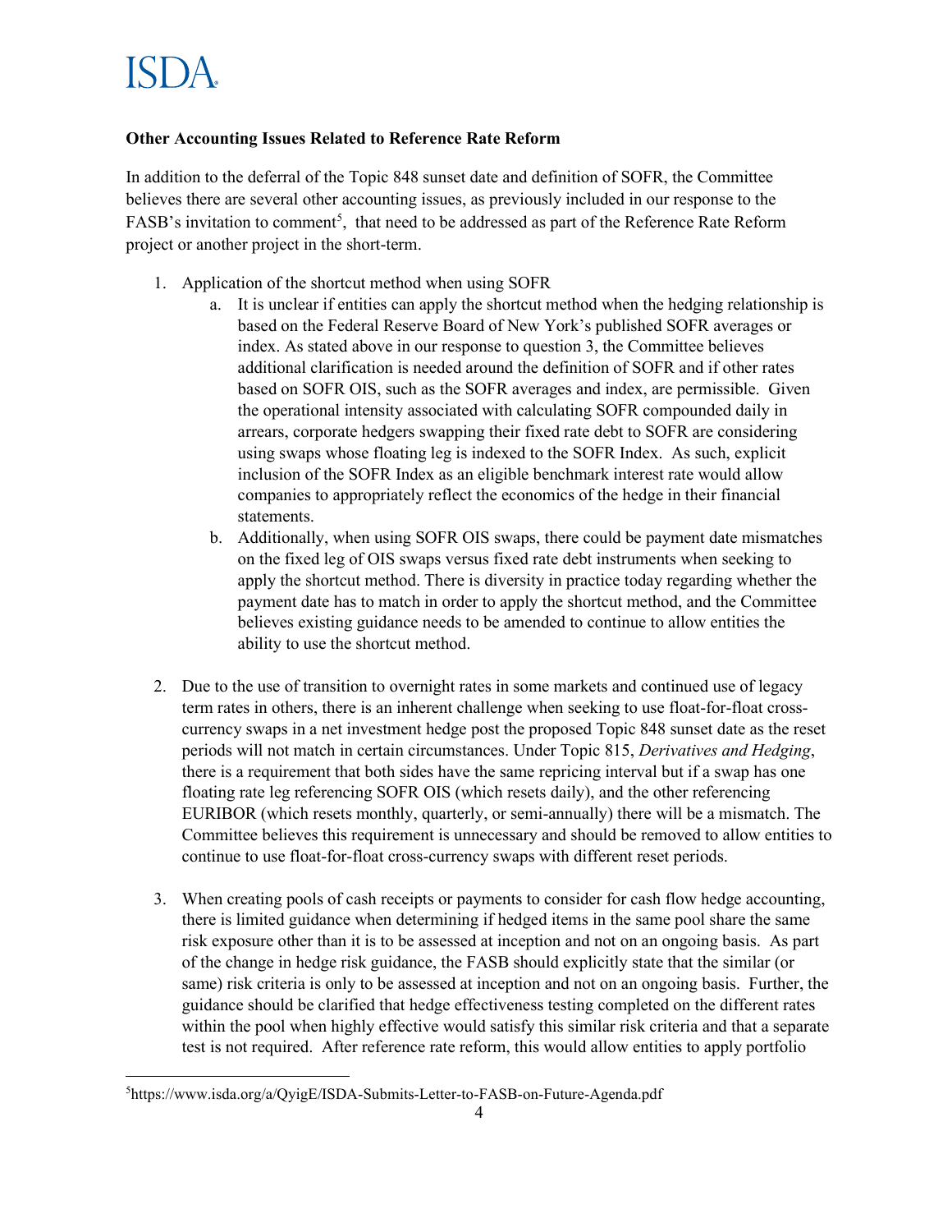**Other Accounting Issues Related to Reference Rate Reform**

In addition to the deferral of the Topic 848 sunset date and definition of SOFR, the Committee believes there are several other accounting issues, as previously included in our response to the FASB's invitation to comment[5], that need to be addressed as part of the Reference Rate Reform project or another project in the short-term.

1. Application of the shortcut method when using SOFR
   a. It is unclear if entities can apply the shortcut method when the hedging relationship is based on the Federal Reserve Board of New York's published SOFR averages or index. As stated above in our response to question 3, the Committee believes additional clarification is needed around the definition of SOFR and if other rates based on SOFR OIS, such as the SOFR averages and index, are permissible. Given the operational intensity associated with calculating SOFR compounded daily in arrears, corporate hedgers swapping their fixed rate debt to SOFR are considering using swaps whose floating leg is indexed to the SOFR Index. As such, explicit inclusion of the SOFR Index as an eligible benchmark interest rate would allow companies to appropriately reflect the economics of the hedge in their financial statements.
   b. Additionally, when using SOFR OIS swaps, there could be payment date mismatches on the fixed leg of OIS swaps versus fixed rate debt instruments when seeking to apply the shortcut method. There is diversity in practice today regarding whether the payment date has to match in order to apply the shortcut method, and the Committee believes existing guidance needs to be amended to continue to allow entities the ability to use the shortcut method.

2. Due to the use of transition to overnight rates in some markets and continued use of legacy term rates in others, there is an inherent challenge when seeking to use float-for-float cross-currency swaps in a net investment hedge post the proposed Topic 848 sunset date as the reset periods will not match in certain circumstances. Under Topic 815, *Derivatives and Hedging*, there is a requirement that both sides have the same repricing interval but if a swap has one floating rate leg referencing SOFR OIS (which resets daily), and the other referencing EURIBOR (which resets monthly, quarterly, or semi-annually) there will be a mismatch. The Committee believes this requirement is unnecessary and should be removed to allow entities to continue to use float-for-float cross-currency swaps with different reset periods.

3. When creating pools of cash receipts or payments to consider for cash flow hedge accounting, there is limited guidance when determining if hedged items in the same pool share the same risk exposure other than it is to be assessed at inception and not on an ongoing basis. As part of the change in hedge risk guidance, the FASB should explicitly state that the similar (or same) risk criteria is only to be assessed at inception and not on an ongoing basis. Further, the guidance should be clarified that hedge effectiveness testing completed on the different rates within the pool when highly effective would satisfy this similar risk criteria and that a separate test is not required. After reference rate reform, this would allow entities to apply portfolio

[5] https://www.isda.org/a/QyigE/ISDA-Submits-Letter-to-FASB-on-Future-Agenda.pdf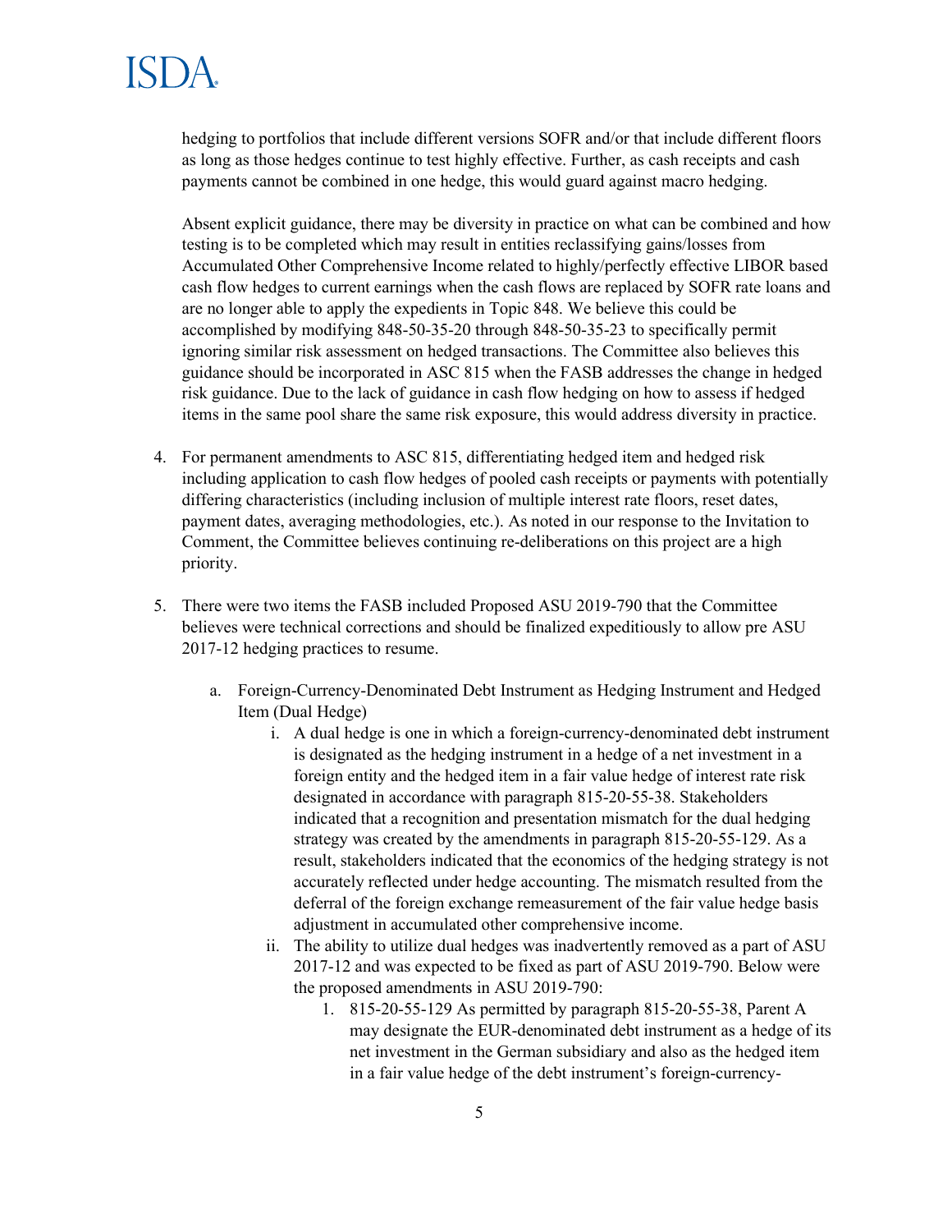hedging to portfolios that include different versions SOFR and/or that include different floors as long as those hedges continue to test highly effective. Further, as cash receipts and cash payments cannot be combined in one hedge, this would guard against macro hedging.

Absent explicit guidance, there may be diversity in practice on what can be combined and how testing is to be completed which may result in entities reclassifying gains/losses from Accumulated Other Comprehensive Income related to highly/perfectly effective LIBOR based cash flow hedges to current earnings when the cash flows are replaced by SOFR rate loans and are no longer able to apply the expedients in Topic 848. We believe this could be accomplished by modifying 848-50-35-20 through 848-50-35-23 to specifically permit ignoring similar risk assessment on hedged transactions. The Committee also believes this guidance should be incorporated in ASC 815 when the FASB addresses the change in hedged risk guidance. Due to the lack of guidance in cash flow hedging on how to assess if hedged items in the same pool share the same risk exposure, this would address diversity in practice.

4. For permanent amendments to ASC 815, differentiating hedged item and hedged risk including application to cash flow hedges of pooled cash receipts or payments with potentially differing characteristics (including inclusion of multiple interest rate floors, reset dates, payment dates, averaging methodologies, etc.). As noted in our response to the Invitation to Comment, the Committee believes continuing re-deliberations on this project are a high priority.

5. There were two items the FASB included Proposed ASU 2019-790 that the Committee believes were technical corrections and should be finalized expeditiously to allow pre ASU 2017-12 hedging practices to resume.

    a. Foreign-Currency-Denominated Debt Instrument as Hedging Instrument and Hedged Item (Dual Hedge)

        i. A dual hedge is one in which a foreign-currency-denominated debt instrument is designated as the hedging instrument in a hedge of a net investment in a foreign entity and the hedged item in a fair value hedge of interest rate risk designated in accordance with paragraph 815-20-55-38. Stakeholders indicated that a recognition and presentation mismatch for the dual hedging strategy was created by the amendments in paragraph 815-20-55-129. As a result, stakeholders indicated that the economics of the hedging strategy is not accurately reflected under hedge accounting. The mismatch resulted from the deferral of the foreign exchange remeasurement of the fair value hedge basis adjustment in accumulated other comprehensive income.

        ii. The ability to utilize dual hedges was inadvertently removed as a part of ASU 2017-12 and was expected to be fixed as part of ASU 2019-790. Below were the proposed amendments in ASU 2019-790:

            1. 815-20-55-129 As permitted by paragraph 815-20-55-38, Parent A may designate the EUR-denominated debt instrument as a hedge of its net investment in the German subsidiary and also as the hedged item in a fair value hedge of the debt instrument's foreign-currency-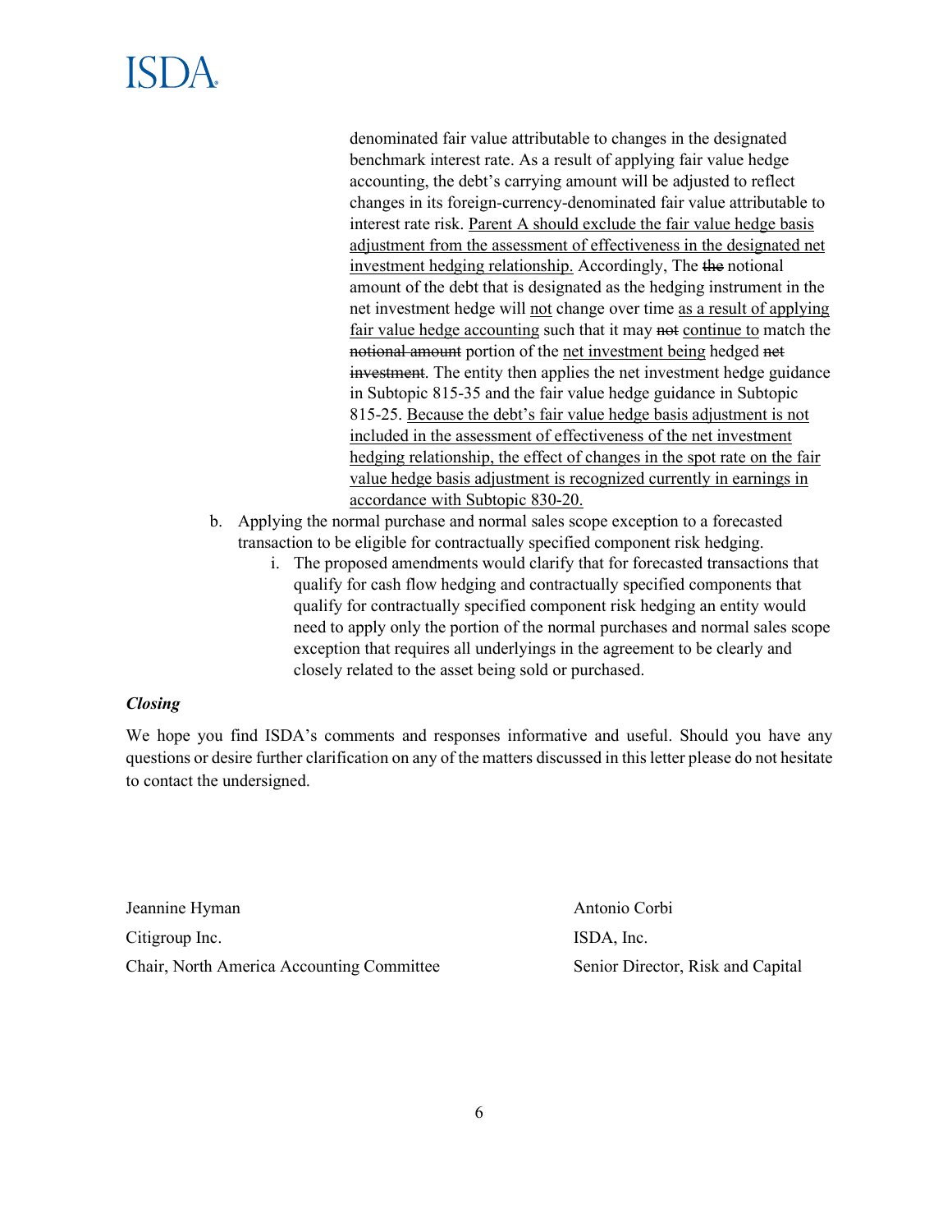denominated fair value attributable to changes in the designated benchmark interest rate. As a result of applying fair value hedge accounting, the debt's carrying amount will be adjusted to reflect changes in its foreign-currency-denominated fair value attributable to interest rate risk. <u>Parent A should exclude the fair value hedge basis adjustment from the assessment of effectiveness in the designated net investment hedging relationship.</u> Accordingly, The ~~the~~ notional amount of the debt that is designated as the hedging instrument in the net investment hedge will <u>not</u> change over time <u>as a result of applying fair value hedge accounting</u> such that it may ~~not~~ <u>continue to</u> match the ~~notional amount~~ portion of the <u>net investment being</u> hedged ~~net investment~~. The entity then applies the net investment hedge guidance in Subtopic 815-35 and the fair value hedge guidance in Subtopic 815-25. <u>Because the debt's fair value hedge basis adjustment is not included in the assessment of effectiveness of the net investment hedging relationship, the effect of changes in the spot rate on the fair value hedge basis adjustment is recognized currently in earnings in accordance with Subtopic 830-20.</u>

b. Applying the normal purchase and normal sales scope exception to a forecasted transaction to be eligible for contractually specified component risk hedging.
    i. The proposed amendments would clarify that for forecasted transactions that qualify for cash flow hedging and contractually specified components that qualify for contractually specified component risk hedging an entity would need to apply only the portion of the normal purchases and normal sales scope exception that requires all underlyings in the agreement to be clearly and closely related to the asset being sold or purchased.

***Closing***

We hope you find ISDA's comments and responses informative and useful. Should you have any questions or desire further clarification on any of the matters discussed in this letter please do not hesitate to contact the undersigned.

Jeannine Hyman
Citigroup Inc.
Chair, North America Accounting Committee

Antonio Corbi
ISDA, Inc.
Senior Director, Risk and Capital